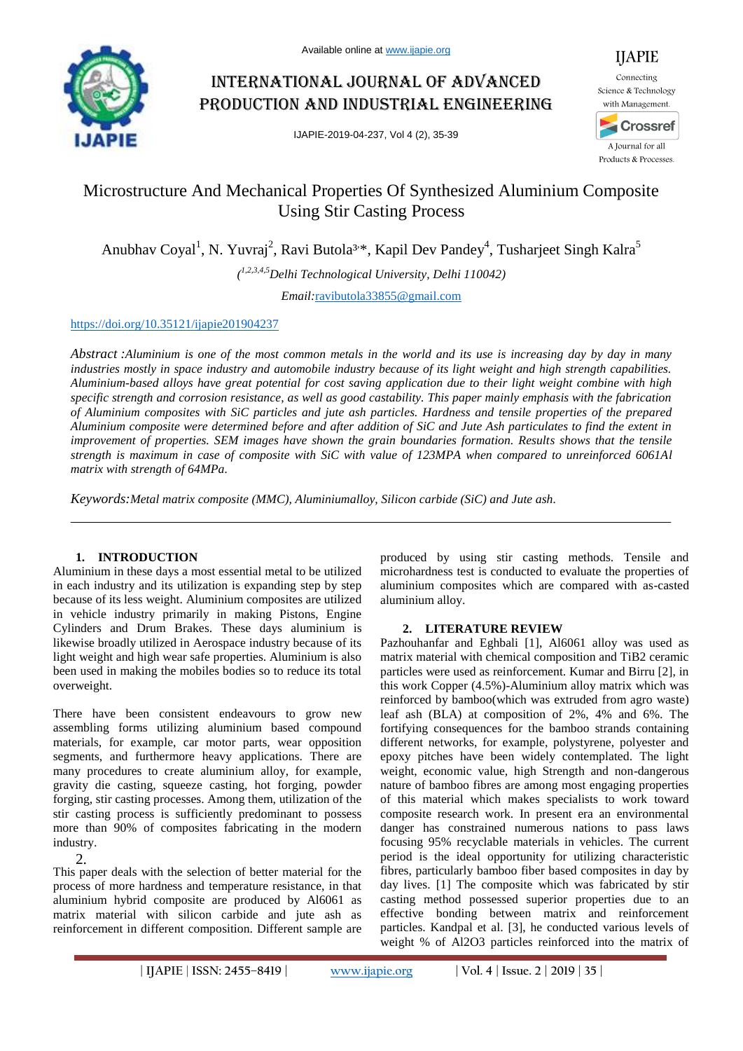# Microstructure And Mechanical Properties Of Synthesized Aluminium Composite Using Stir Casting Process

Anubhav Coyal[1], N. Yuvraj[2], Ravi Butola[3]*, Kapil Dev Pandey[4], Tusharjeet Singh Kalra[5]

([1,2,3,4,5]Delhi Technological University, Delhi 110042)

Email:ravibutola33855@gmail.com

https://doi.org/10.35121/ijapie201904237

*Abstract :Aluminium is one of the most common metals in the world and its use is increasing day by day in many industries mostly in space industry and automobile industry because of its light weight and high strength capabilities. Aluminium-based alloys have great potential for cost saving application due to their light weight combine with high specific strength and corrosion resistance, as well as good castability. This paper mainly emphasis with the fabrication of Aluminium composites with SiC particles and jute ash particles. Hardness and tensile properties of the prepared Aluminium composite were determined before and after addition of SiC and Jute Ash particulates to find the extent in improvement of properties. SEM images have shown the grain boundaries formation. Results shows that the tensile strength is maximum in case of composite with SiC with value of 123MPA when compared to unreinforced 6061Al matrix with strength of 64MPa.*

*Keywords:Metal matrix composite (MMC), Aluminiumalloy, Silicon carbide (SiC) and Jute ash.*

---

## 1. INTRODUCTION

Aluminium in these days a most essential metal to be utilized in each industry and its utilization is expanding step by step because of its less weight. Aluminium composites are utilized in vehicle industry primarily in making Pistons, Engine Cylinders and Drum Brakes. These days aluminium is likewise broadly utilized in Aerospace industry because of its light weight and high wear safe properties. Aluminium is also been used in making the mobiles bodies so to reduce its total overweight.

There have been consistent endeavours to grow new assembling forms utilizing aluminium based compound materials, for example, car motor parts, wear opposition segments, and furthermore heavy applications. There are many procedures to create aluminium alloy, for example, gravity die casting, squeeze casting, hot forging, powder forging, stir casting processes. Among them, utilization of the stir casting process is sufficiently predominant to possess more than 90% of composites fabricating in the modern industry.

2.

This paper deals with the selection of better material for the process of more hardness and temperature resistance, in that aluminium hybrid composite are produced by Al6061 as matrix material with silicon carbide and jute ash as reinforcement in different composition. Different sample are produced by using stir casting methods. Tensile and microhardness test is conducted to evaluate the properties of aluminium composites which are compared with as-casted aluminium alloy.

## 2. LITERATURE REVIEW

Pazhouhanfar and Eghbali [1], Al6061 alloy was used as matrix material with chemical composition and TiB2 ceramic particles were used as reinforcement. Kumar and Birru [2], in this work Copper (4.5%)-Aluminium alloy matrix which was reinforced by bamboo(which was extruded from agro waste) leaf ash (BLA) at composition of 2%, 4% and 6%. The fortifying consequences for the bamboo strands containing different networks, for example, polystyrene, polyester and epoxy pitches have been widely contemplated. The light weight, economic value, high Strength and non-dangerous nature of bamboo fibres are among most engaging properties of this material which makes specialists to work toward composite research work. In present era an environmental danger has constrained numerous nations to pass laws focusing 95% recyclable materials in vehicles. The current period is the ideal opportunity for utilizing characteristic fibres, particularly bamboo fiber based composites in day by day lives. [1] The composite which was fabricated by stir casting method possessed superior properties due to an effective bonding between matrix and reinforcement particles. Kandpal et al. [3], he conducted various levels of weight % of $Al_2O_3$ particles reinforced into the matrix of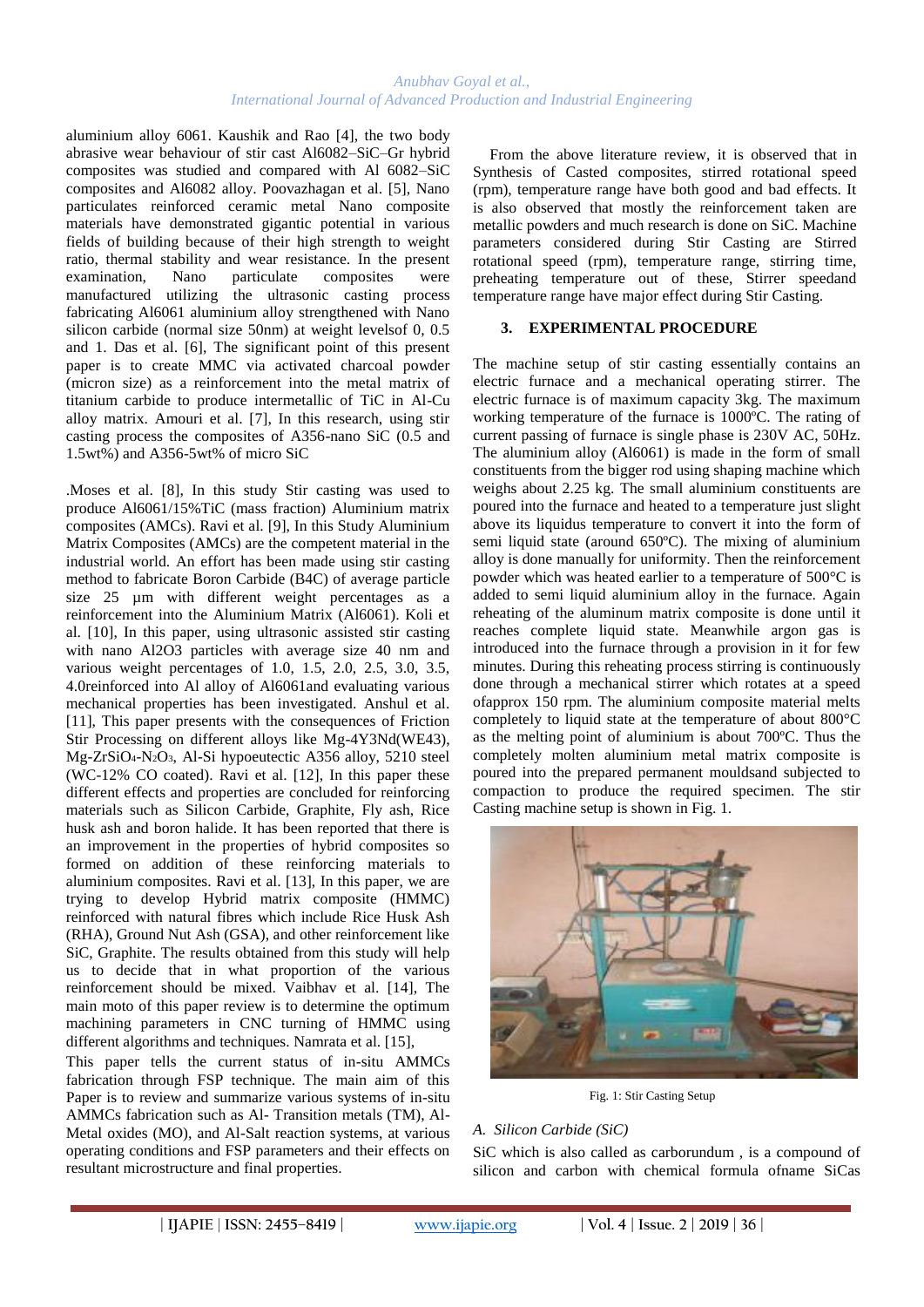aluminium alloy 6061. Kaushik and Rao [4], the two body abrasive wear behaviour of stir cast Al6082–SiC–Gr hybrid composites was studied and compared with Al 6082–SiC composites and Al6082 alloy. Poovazhagan et al. [5], Nano particulates reinforced ceramic metal Nano composite materials have demonstrated gigantic potential in various fields of building because of their high strength to weight ratio, thermal stability and wear resistance. In the present examination, Nano particulate composites were manufactured utilizing the ultrasonic casting process fabricating Al6061 aluminium alloy strengthened with Nano silicon carbide (normal size 50nm) at weight levelsof 0, 0.5 and 1. Das et al. [6], The significant point of this present paper is to create MMC via activated charcoal powder (micron size) as a reinforcement into the metal matrix of titanium carbide to produce intermetallic of TiC in Al-Cu alloy matrix. Amouri et al. [7], In this research, using stir casting process the composites of A356-nano SiC (0.5 and 1.5wt%) and A356-5wt% of micro SiC

.Moses et al. [8], In this study Stir casting was used to produce Al6061/15%TiC (mass fraction) Aluminium matrix composites (AMCs). Ravi et al. [9], In this Study Aluminium Matrix Composites (AMCs) are the competent material in the industrial world. An effort has been made using stir casting method to fabricate Boron Carbide (B4C) of average particle size 25 µm with different weight percentages as a reinforcement into the Aluminium Matrix (Al6061). Koli et al. [10], In this paper, using ultrasonic assisted stir casting with nano Al2O3 particles with average size 40 nm and various weight percentages of 1.0, 1.5, 2.0, 2.5, 3.0, 3.5, 4.0reinforced into Al alloy of Al6061and evaluating various mechanical properties has been investigated. Anshul et al. [11], This paper presents with the consequences of Friction Stir Processing on different alloys like Mg-4Y3Nd(WE43), Mg-$ZrSiO_4$-$N_2O_3$, Al-Si hypoeutectic A356 alloy, 5210 steel (WC-12% CO coated). Ravi et al. [12], In this paper these different effects and properties are concluded for reinforcing materials such as Silicon Carbide, Graphite, Fly ash, Rice husk ash and boron halide. It has been reported that there is an improvement in the properties of hybrid composites so formed on addition of these reinforcing materials to aluminium composites. Ravi et al. [13], In this paper, we are trying to develop Hybrid matrix composite (HMMC) reinforced with natural fibres which include Rice Husk Ash (RHA), Ground Nut Ash (GSA), and other reinforcement like SiC, Graphite. The results obtained from this study will help us to decide that in what proportion of the various reinforcement should be mixed. Vaibhav et al. [14], The main moto of this paper review is to determine the optimum machining parameters in CNC turning of HMMC using different algorithms and techniques. Namrata et al. [15],

This paper tells the current status of in-situ AMMCs fabrication through FSP technique. The main aim of this Paper is to review and summarize various systems of in-situ AMMCs fabrication such as Al- Transition metals (TM), Al-Metal oxides (MO), and Al-Salt reaction systems, at various operating conditions and FSP parameters and their effects on resultant microstructure and final properties.

From the above literature review, it is observed that in Synthesis of Casted composites, stirred rotational speed (rpm), temperature range have both good and bad effects. It is also observed that mostly the reinforcement taken are metallic powders and much research is done on SiC. Machine parameters considered during Stir Casting are Stirred rotational speed (rpm), temperature range, stirring time, preheating temperature out of these, Stirrer speedand temperature range have major effect during Stir Casting.

## 3. EXPERIMENTAL PROCEDURE

The machine setup of stir casting essentially contains an electric furnace and a mechanical operating stirrer. The electric furnace is of maximum capacity 3kg. The maximum working temperature of the furnace is 1000ºC. The rating of current passing of furnace is single phase is 230V AC, 50Hz. The aluminium alloy (Al6061) is made in the form of small constituents from the bigger rod using shaping machine which weighs about 2.25 kg. The small aluminium constituents are poured into the furnace and heated to a temperature just slight above its liquidus temperature to convert it into the form of semi liquid state (around 650ºC). The mixing of aluminium alloy is done manually for uniformity. Then the reinforcement powder which was heated earlier to a temperature of 500°C is added to semi liquid aluminium alloy in the furnace. Again reheating of the aluminum matrix composite is done until it reaches complete liquid state. Meanwhile argon gas is introduced into the furnace through a provision in it for few minutes. During this reheating process stirring is continuously done through a mechanical stirrer which rotates at a speed ofapprox 150 rpm. The aluminium composite material melts completely to liquid state at the temperature of about 800°C as the melting point of aluminium is about 700ºC. Thus the completely molten aluminium metal matrix composite is poured into the prepared permanent mouldsand subjected to compaction to produce the required specimen. The stir Casting machine setup is shown in Fig. 1.

Fig. 1: Stir Casting Setup

### *A. Silicon Carbide (SiC)*

SiC which is also called as carborundum , is a compound of silicon and carbon with chemical formula ofname SiCas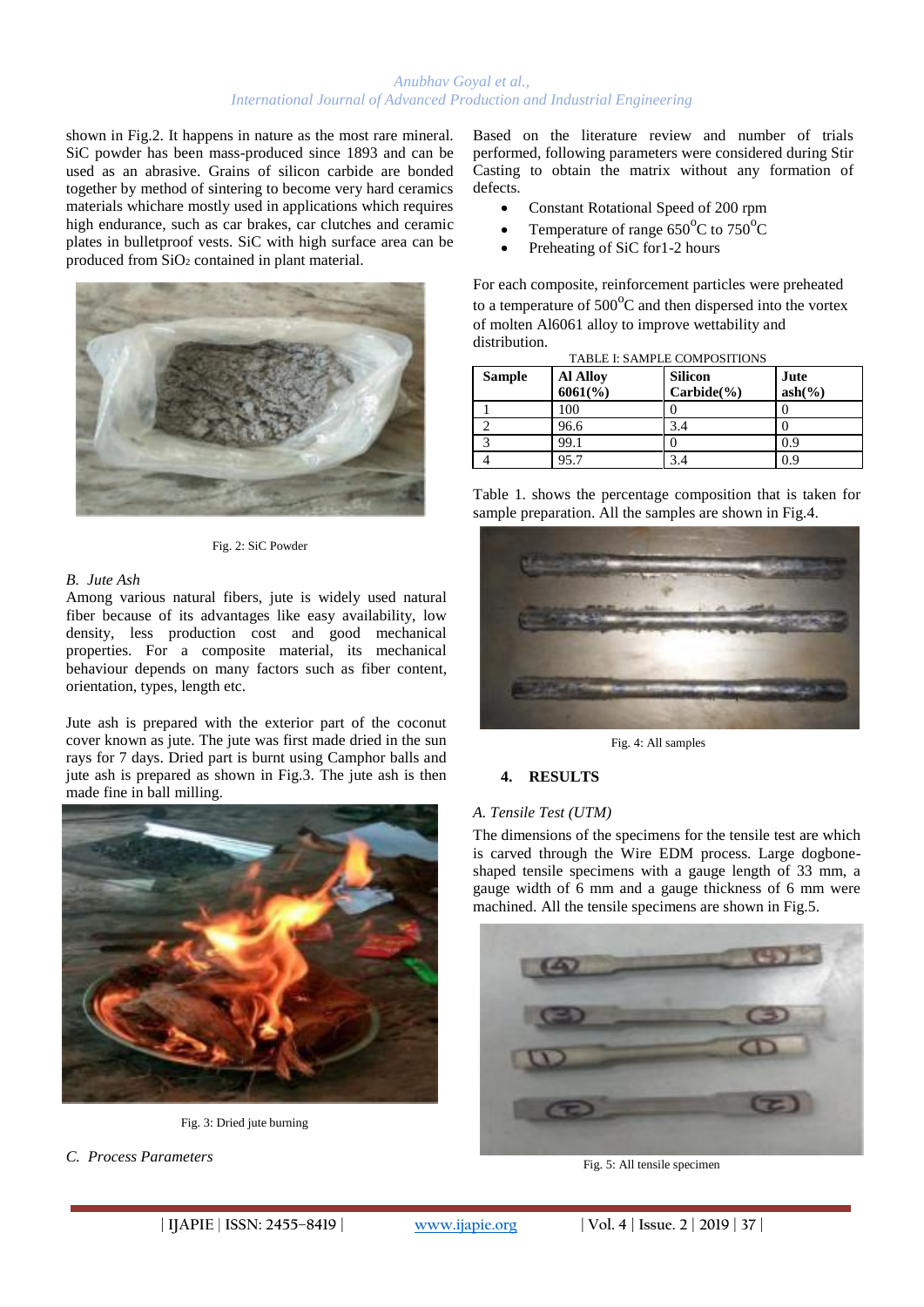shown in Fig.2. It happens in nature as the most rare mineral. SiC powder has been mass-produced since 1893 and can be used as an abrasive. Grains of silicon carbide are bonded together by method of sintering to become very hard ceramics materials whichare mostly used in applications which requires high endurance, such as car brakes, car clutches and ceramic plates in bulletproof vests. SiC with high surface area can be produced from $SiO_2$ contained in plant material.

Fig. 2: SiC Powder

### *B. Jute Ash*

Among various natural fibers, jute is widely used natural fiber because of its advantages like easy availability, low density, less production cost and good mechanical properties. For a composite material, its mechanical behaviour depends on many factors such as fiber content, orientation, types, length etc.

Jute ash is prepared with the exterior part of the coconut cover known as jute. The jute was first made dried in the sun rays for 7 days. Dried part is burnt using Camphor balls and jute ash is prepared as shown in Fig.3. The jute ash is then made fine in ball milling.

Fig. 3: Dried jute burning

### *C. Process Parameters*

Based on the literature review and number of trials performed, following parameters were considered during Stir Casting to obtain the matrix without any formation of defects.

- Constant Rotational Speed of 200 rpm
- Temperature of range $650^oC$ to $750^oC$
- Preheating of SiC for1-2 hours

For each composite, reinforcement particles were preheated to a temperature of $500^oC$ and then dispersed into the vortex of molten Al6061 alloy to improve wettability and distribution.

TABLE I: SAMPLE COMPOSITIONS

| Sample | Al Alloy 6061(%) | Silicon Carbide(%) | Jute ash(%) |
|---|---|---|---|
| 1 | 100 | 0 | 0 |
| 2 | 96.6 | 3.4 | 0 |
| 3 | 99.1 | 0 | 0.9 |
| 4 | 95.7 | 3.4 | 0.9 |

Table 1. shows the percentage composition that is taken for sample preparation. All the samples are shown in Fig.4.

Fig. 4: All samples

## 4. RESULTS

### *A. Tensile Test (UTM)*

The dimensions of the specimens for the tensile test are which is carved through the Wire EDM process. Large dogbone-shaped tensile specimens with a gauge length of 33 mm, a gauge width of 6 mm and a gauge thickness of 6 mm were machined. All the tensile specimens are shown in Fig.5.

Fig. 5: All tensile specimen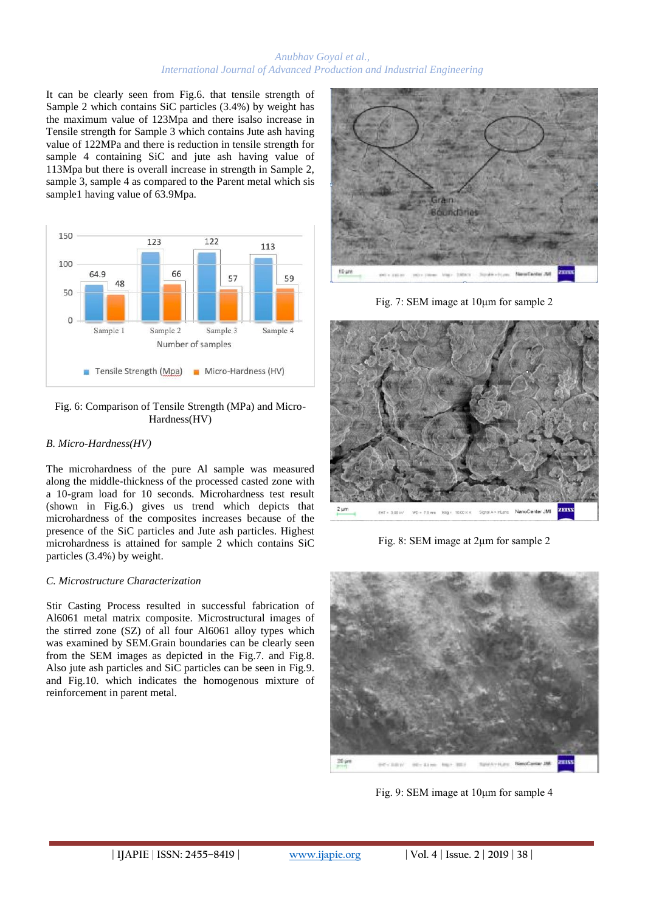It can be clearly seen from Fig.6. that tensile strength of Sample 2 which contains SiC particles (3.4%) by weight has the maximum value of 123Mpa and there isalso increase in Tensile strength for Sample 3 which contains Jute ash having value of 122MPa and there is reduction in tensile strength for sample 4 containing SiC and jute ash having value of 113Mpa but there is overall increase in strength in Sample 2, sample 3, sample 4 as compared to the Parent metal which sis sample1 having value of 63.9Mpa.

Fig. 6: Comparison of Tensile Strength (MPa) and Micro-Hardness(HV)

### *B. Micro-Hardness(HV)*

The microhardness of the pure Al sample was measured along the middle-thickness of the processed casted zone with a 10-gram load for 10 seconds. Microhardness test result (shown in Fig.6.) gives us trend which depicts that microhardness of the composites increases because of the presence of the SiC particles and Jute ash particles. Highest microhardness is attained for sample 2 which contains SiC particles (3.4%) by weight.

### *C. Microstructure Characterization*

Stir Casting Process resulted in successful fabrication of Al6061 metal matrix composite. Microstructural images of the stirred zone (SZ) of all four Al6061 alloy types which was examined by SEM.Grain boundaries can be clearly seen from the SEM images as depicted in the Fig.7. and Fig.8. Also jute ash particles and SiC particles can be seen in Fig.9. and Fig.10. which indicates the homogenous mixture of reinforcement in parent metal.

Fig. 7: SEM image at 10μm for sample 2

Fig. 8: SEM image at 2μm for sample 2

Fig. 9: SEM image at 10μm for sample 4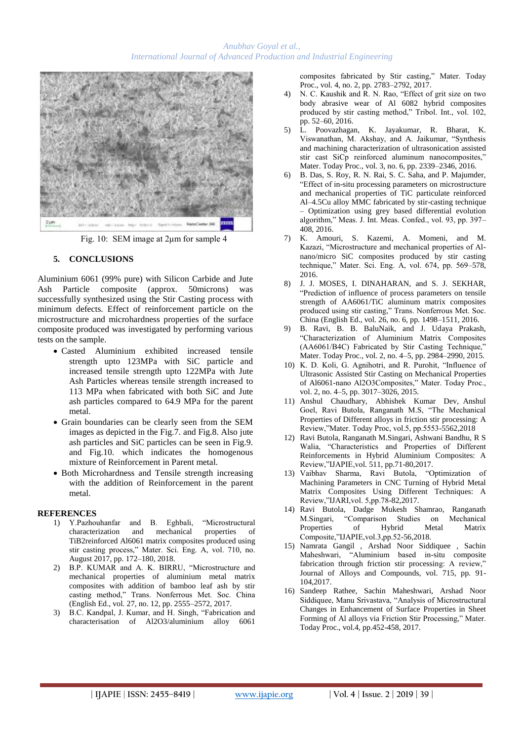Fig. 10: SEM image at 2µm for sample 4

## 5. CONCLUSIONS

Aluminium 6061 (99% pure) with Silicon Carbide and Jute Ash Particle composite (approx. 50microns) was successfully synthesized using the Stir Casting process with minimum defects. Effect of reinforcement particle on the microstructure and microhardness properties of the surface composite produced was investigated by performing various tests on the sample.

- Casted Aluminium exhibited increased tensile strength upto 123MPa with SiC particle and increased tensile strength upto 122MPa with Jute Ash Particles whereas tensile strength increased to 113 MPa when fabricated with both SiC and Jute ash particles compared to 64.9 MPa for the parent metal.
- Grain boundaries can be clearly seen from the SEM images as depicted in the Fig.7. and Fig.8. Also jute ash particles and SiC particles can be seen in Fig.9. and Fig.10. which indicates the homogenous mixture of Reinforcement in Parent metal.
- Both Microhardness and Tensile strength increasing with the addition of Reinforcement in the parent metal.

## REFERENCES

1) Y.Pazhouhanfar and B. Eghbali, "Microstructural characterization and mechanical properties of TiB2reinforced Al6061 matrix composites produced using stir casting process," Mater. Sci. Eng. A, vol. 710, no. August 2017, pp. 172–180, 2018.
2) B.P. KUMAR and A. K. BIRRU, "Microstructure and mechanical properties of aluminium metal matrix composites with addition of bamboo leaf ash by stir casting method," Trans. Nonferrous Met. Soc. China (English Ed., vol. 27, no. 12, pp. 2555–2572, 2017.
3) B.C. Kandpal, J. Kumar, and H. Singh, "Fabrication and characterisation of Al2O3/aluminium alloy 6061 composites fabricated by Stir casting," Mater. Today Proc., vol. 4, no. 2, pp. 2783–2792, 2017.
4) N. C. Kaushik and R. N. Rao, "Effect of grit size on two body abrasive wear of Al 6082 hybrid composites produced by stir casting method," Tribol. Int., vol. 102, pp. 52–60, 2016.
5) L. Poovazhagan, K. Jayakumar, R. Bharat, K. Viswanathan, M. Akshay, and A. Jaikumar, "Synthesis and machining characterization of ultrasonication assisted stir cast SiCp reinforced aluminum nanocomposites," Mater. Today Proc., vol. 3, no. 6, pp. 2339–2346, 2016.
6) B. Das, S. Roy, R. N. Rai, S. C. Saha, and P. Majumder, "Effect of in-situ processing parameters on microstructure and mechanical properties of TiC particulate reinforced Al–4.5Cu alloy MMC fabricated by stir-casting technique – Optimization using grey based differential evolution algorithm," Meas. J. Int. Meas. Confed., vol. 93, pp. 397–408, 2016.
7) K. Amouri, S. Kazemi, A. Momeni, and M. Kazazi, "Microstructure and mechanical properties of Al-nano/micro SiC composites produced by stir casting technique," Mater. Sci. Eng. A, vol. 674, pp. 569–578, 2016.
8) J. J. MOSES, I. DINAHARAN, and S. J. SEKHAR, "Prediction of influence of process parameters on tensile strength of AA6061/TiC aluminum matrix composites produced using stir casting," Trans. Nonferrous Met. Soc. China (English Ed., vol. 26, no. 6, pp. 1498–1511, 2016.
9) B. Ravi, B. B. BaluNaik, and J. Udaya Prakash, "Characterization of Aluminium Matrix Composites (AA6061/B4C) Fabricated by Stir Casting Technique," Mater. Today Proc., vol. 2, no. 4–5, pp. 2984–2990, 2015.
10) K. D. Koli, G. Agnihotri, and R. Purohit, "Influence of Ultrasonic Assisted Stir Casting on Mechanical Properties of Al6061-nano Al2O3Composites," Mater. Today Proc., vol. 2, no. 4–5, pp. 3017–3026, 2015.
11) Anshul Chaudhary, Abhishek Kumar Dev, Anshul Goel, Ravi Butola, Ranganath M.S, "The Mechanical Properties of Different alloys in friction stir processing: A Review,"Mater. Today Proc, vol.5, pp.5553-5562,2018
12) Ravi Butola, Ranganath M.Singari, Ashwani Bandhu, R S Walia, "Characteristics and Properties of Different Reinforcements in Hybrid Aluminium Composites: A Review,"IJAPIE,vol. 511, pp.71-80,2017.
13) Vaibhav Sharma, Ravi Butola, "Optimization of Machining Parameters in CNC Turning of Hybrid Metal Matrix Composites Using Different Techniques: A Review,"IJARI,vol. 5,pp.78-82,2017.
14) Ravi Butola, Dadge Mukesh Shamrao, Ranganath M.Singari, "Comparison Studies on Mechanical Properties of Hybrid Metal Matrix Composite,"IJAPIE,vol.3,pp.52-56,2018.
15) Namrata Gangil , Arshad Noor Siddiquee , Sachin Maheshwari, "Aluminium based in-situ composite fabrication through friction stir processing: A review," Journal of Alloys and Compounds, vol. 715, pp. 91-104,2017.
16) Sandeep Rathee, Sachin Maheshwari, Arshad Noor Siddiquee, Manu Srivastava, "Analysis of Microstructural Changes in Enhancement of Surface Properties in Sheet Forming of Al alloys via Friction Stir Processing," Mater. Today Proc., vol.4, pp.452-458, 2017.